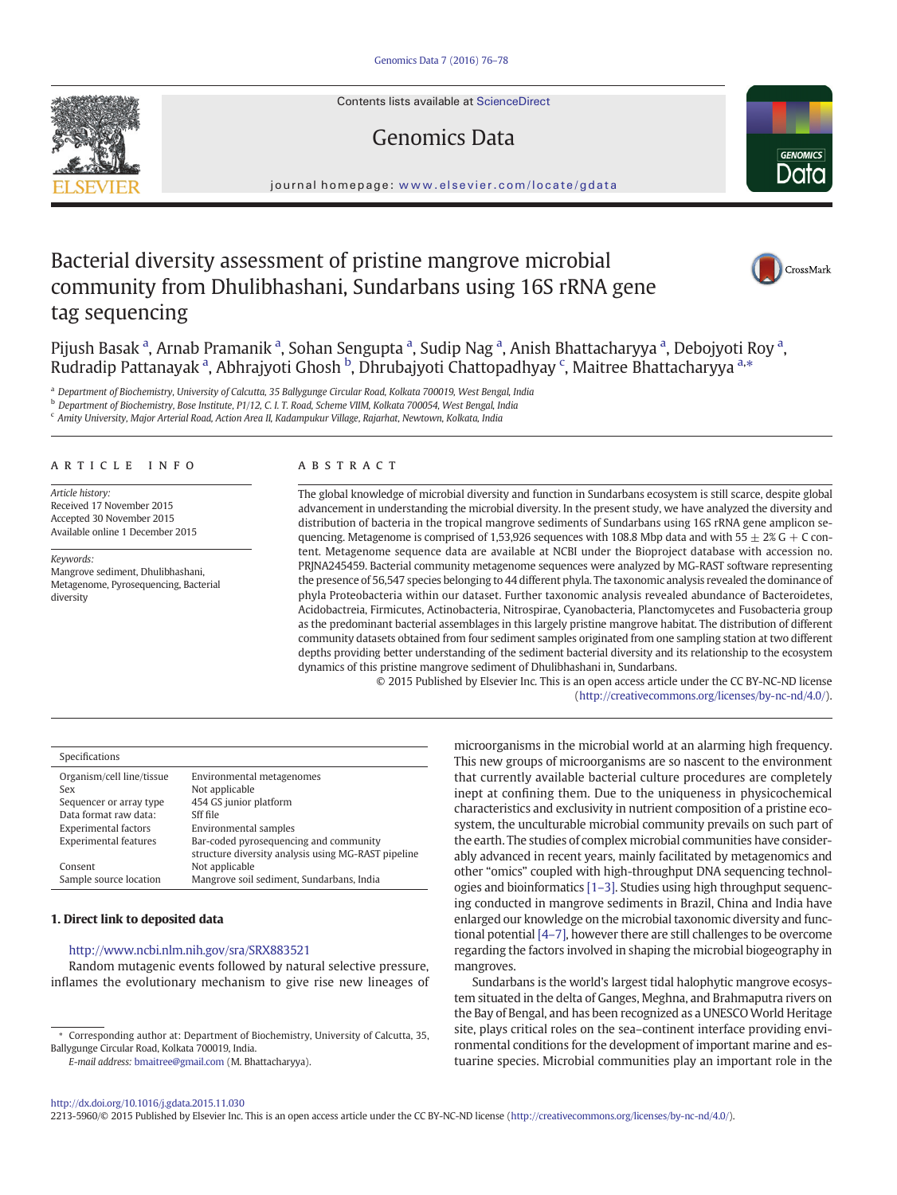# Bacterial diversity assessment of pristine mangrove microbial community from Dhulibhashani, Sundarbans using 16S rRNA gene tag sequencing

Pijush Basak [a], Arnab Pramanik [a], Sohan Sengupta [a], Sudip Nag [a], Anish Bhattacharyya [a], Debojyoti Roy [a], Rudradip Pattanayak [a], Abhrajyoti Ghosh [b], Dhrubajyoti Chattopadhyay [c], Maitree Bhattacharyya [a,*]

[a] Department of Biochemistry, University of Calcutta, 35 Ballygunge Circular Road, Kolkata 700019, West Bengal, India
[b] Department of Biochemistry, Bose Institute, P1/12, C. I. T. Road, Scheme VIIM, Kolkata 700054, West Bengal, India
[c] Amity University, Major Arterial Road, Action Area II, Kadampukur Village, Rajarhat, Newtown, Kolkata, India

## ARTICLE INFO

*Article history:*
Received 17 November 2015
Accepted 30 November 2015
Available online 1 December 2015

*Keywords:*
Mangrove sediment, Dhulibhashani, Metagenome, Pyrosequencing, Bacterial diversity

## ABSTRACT

The global knowledge of microbial diversity and function in Sundarbans ecosystem is still scarce, despite global advancement in understanding the microbial diversity. In the present study, we have analyzed the diversity and distribution of bacteria in the tropical mangrove sediments of Sundarbans using 16S rRNA gene amplicon sequencing. Metagenome is comprised of 1,53,926 sequences with 108.8 Mbp data and with $55 \pm 2\%$ G + C content. Metagenome sequence data are available at NCBI under the Bioproject database with accession no. PRJNA245459. Bacterial community metagenome sequences were analyzed by MG-RAST software representing the presence of 56,547 species belonging to 44 different phyla. The taxonomic analysis revealed the dominance of phyla Proteobacteria within our dataset. Further taxonomic analysis revealed abundance of Bacteroidetes, Acidobactreia, Firmicutes, Actinobacteria, Nitrospirae, Cyanobacteria, Planctomycetes and Fusobacteria group as the predominant bacterial assemblages in this largely pristine mangrove habitat. The distribution of different community datasets obtained from four sediment samples originated from one sampling station at two different depths providing better understanding of the sediment bacterial diversity and its relationship to the ecosystem dynamics of this pristine mangrove sediment of Dhulibhashani in, Sundarbans.

© 2015 Published by Elsevier Inc. This is an open access article under the CC BY-NC-ND license (http://creativecommons.org/licenses/by-nc-nd/4.0/).

| Specifications | |
|---|---|
| Organism/cell line/tissue | Environmental metagenomes |
| Sex | Not applicable |
| Sequencer or array type | 454 GS junior platform |
| Data format raw data: | Sff file |
| Experimental factors | Environmental samples |
| Experimental features | Bar-coded pyrosequencing and community structure diversity analysis using MG-RAST pipeline |
| Consent | Not applicable |
| Sample source location | Mangrove soil sediment, Sundarbans, India |

## 1. Direct link to deposited data

http://www.ncbi.nlm.nih.gov/sra/SRX883521

Random mutagenic events followed by natural selective pressure, inflames the evolutionary mechanism to give rise new lineages of microorganisms in the microbial world at an alarming high frequency. This new groups of microorganisms are so nascent to the environment that currently available bacterial culture procedures are completely inept at confining them. Due to the uniqueness in physicochemical characteristics and exclusivity in nutrient composition of a pristine ecosystem, the unculturable microbial community prevails on such part of the earth. The studies of complex microbial communities have considerably advanced in recent years, mainly facilitated by metagenomics and other "omics" coupled with high-throughput DNA sequencing technologies and bioinformatics [1–3]. Studies using high throughput sequencing conducted in mangrove sediments in Brazil, China and India have enlarged our knowledge on the microbial taxonomic diversity and functional potential [4–7], however there are still challenges to be overcome regarding the factors involved in shaping the microbial biogeography in mangroves.

Sundarbans is the world's largest tidal halophytic mangrove ecosystem situated in the delta of Ganges, Meghna, and Brahmaputra rivers on the Bay of Bengal, and has been recognized as a UNESCO World Heritage site, plays critical roles on the sea–continent interface providing environmental conditions for the development of important marine and estuarine species. Microbial communities play an important role in the

* Corresponding author at: Department of Biochemistry, University of Calcutta, 35, Ballygunge Circular Road, Kolkata 700019, India.
*E-mail address:* bmaitree@gmail.com (M. Bhattacharyya).

http://dx.doi.org/10.1016/j.gdata.2015.11.030
2213-5960/© 2015 Published by Elsevier Inc. This is an open access article under the CC BY-NC-ND license (http://creativecommons.org/licenses/by-nc-nd/4.0/).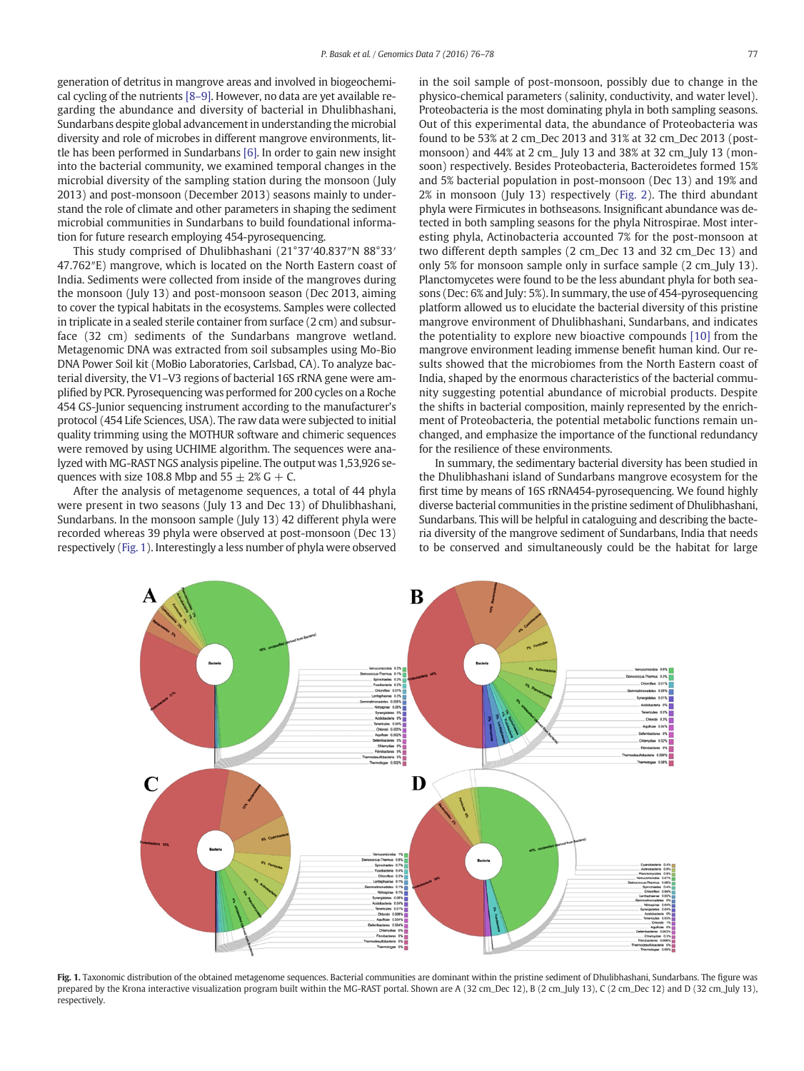generation of detritus in mangrove areas and involved in biogeochemical cycling of the nutrients [8–9]. However, no data are yet available regarding the abundance and diversity of bacterial in Dhulibhashani, Sundarbans despite global advancement in understanding the microbial diversity and role of microbes in different mangrove environments, little has been performed in Sundarbans [6]. In order to gain new insight into the bacterial community, we examined temporal changes in the microbial diversity of the sampling station during the monsoon (July 2013) and post-monsoon (December 2013) seasons mainly to understand the role of climate and other parameters in shaping the sediment microbial communities in Sundarbans to build foundational information for future research employing 454-pyrosequencing.

This study comprised of Dhulibhashani (21°37′40.837″N 88°33′47.762″E) mangrove, which is located on the North Eastern coast of India. Sediments were collected from inside of the mangroves during the monsoon (July 13) and post-monsoon season (Dec 2013, aiming to cover the typical habitats in the ecosystems. Samples were collected in triplicate in a sealed sterile container from surface (2 cm) and subsurface (32 cm) sediments of the Sundarbans mangrove wetland. Metagenomic DNA was extracted from soil subsamples using Mo-Bio DNA Power Soil kit (MoBio Laboratories, Carlsbad, CA). To analyze bacterial diversity, the V1–V3 regions of bacterial 16S rRNA gene were amplified by PCR. Pyrosequencing was performed for 200 cycles on a Roche 454 GS-Junior sequencing instrument according to the manufacturer's protocol (454 Life Sciences, USA). The raw data were subjected to initial quality trimming using the MOTHUR software and chimeric sequences were removed by using UCHIME algorithm. The sequences were analyzed with MG-RAST NGS analysis pipeline. The output was 1,53,926 sequences with size 108.8 Mbp and 55 ± 2% G + C.

After the analysis of metagenome sequences, a total of 44 phyla were present in two seasons (July 13 and Dec 13) of Dhulibhashani, Sundarbans. In the monsoon sample (July 13) 42 different phyla were recorded whereas 39 phyla were observed at post-monsoon (Dec 13) respectively (Fig. 1). Interestingly a less number of phyla were observed in the soil sample of post-monsoon, possibly due to change in the physico-chemical parameters (salinity, conductivity, and water level). Proteobacteria is the most dominating phyla in both sampling seasons. Out of this experimental data, the abundance of Proteobacteria was found to be 53% at 2 cm_Dec 2013 and 31% at 32 cm_Dec 2013 (post-monsoon) and 44% at 2 cm_ July 13 and 38% at 32 cm_July 13 (monsoon) respectively. Besides Proteobacteria, Bacteroidetes formed 15% and 5% bacterial population in post-monsoon (Dec 13) and 19% and 2% in monsoon (July 13) respectively (Fig. 2). The third abundant phyla were Firmicutes in bothseasons. Insignificant abundance was detected in both sampling seasons for the phyla Nitrospirae. Most interesting phyla, Actinobacteria accounted 7% for the post-monsoon at two different depth samples (2 cm_Dec 13 and 32 cm_Dec 13) and only 5% for monsoon sample only in surface sample (2 cm_July 13). Planctomycetes were found to be the less abundant phyla for both seasons (Dec: 6% and July: 5%). In summary, the use of 454-pyrosequencing platform allowed us to elucidate the bacterial diversity of this pristine mangrove environment of Dhulibhashani, Sundarbans, and indicates the potentiality to explore new bioactive compounds [10] from the mangrove environment leading immense benefit human kind. Our results showed that the microbiomes from the North Eastern coast of India, shaped by the enormous characteristics of the bacterial community suggesting potential abundance of microbial products. Despite the shifts in bacterial composition, mainly represented by the enrichment of Proteobacteria, the potential metabolic functions remain unchanged, and emphasize the importance of the functional redundancy for the resilience of these environments.

In summary, the sedimentary bacterial diversity has been studied in the Dhulibhashani island of Sundarbans mangrove ecosystem for the first time by means of 16S rRNA454-pyrosequencing. We found highly diverse bacterial communities in the pristine sediment of Dhulibhashani, Sundarbans. This will be helpful in cataloguing and describing the bacteria diversity of the mangrove sediment of Sundarbans, India that needs to be conserved and simultaneously could be the habitat for large

**Fig. 1.** Taxonomic distribution of the obtained metagenome sequences. Bacterial communities are dominant within the pristine sediment of Dhulibhashani, Sundarbans. The figure was prepared by the Krona interactive visualization program built within the MG-RAST portal. Shown are A (32 cm_Dec 12), B (2 cm_July 13), C (2 cm_Dec 12) and D (32 cm_July 13), respectively.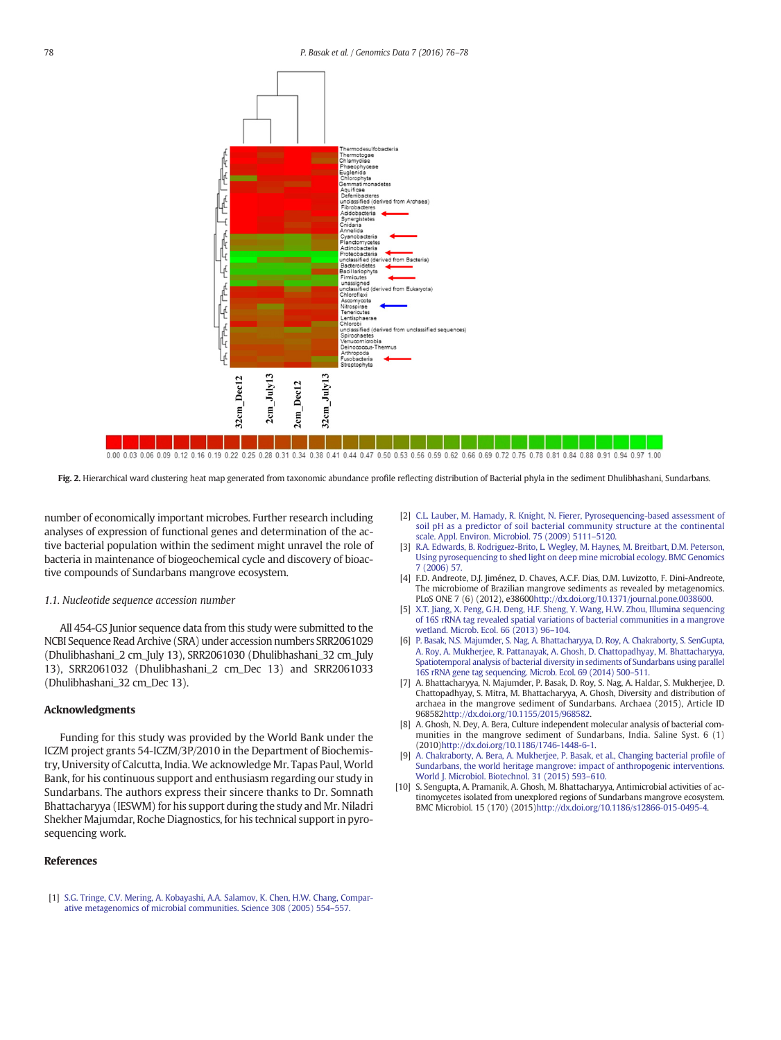Thermodesulfobacteria
Thermotogae
Chlamydiae
Phaeophyceae
Euglenida
Chlorophyta
Gemmatimonadetes
Aquificae
Deferribacteres
unclassified (derived from Archaea)
Fibrobacteres
Acidobacteria
Synergistetes
Cnidaria
Annelida
Cyanobacteria
Planctomycetes
Actinobacteria
Proteobacteria
unclassified (derived from Bacteria)
Bacteroidetes
Bacillariophyta
Firmicutes
unassigned
unclassified (derived from Eukaryota)
Chloroflexi
Ascomycota
Nitrospirae
Tenericutes
Lentisphaerae
Chlorobi
unclassified (derived from unclassified sequences)
Spirochaetes
Verrucomicrobia
Deinococcus-Thermus
Arthropoda
Fusobacteria
Streptophyta

32cm_Dec12
2cm_July13
2cm_Dec12
32cm_July13

0.00 0.03 0.06 0.09 0.12 0.16 0.19 0.22 0.25 0.28 0.31 0.34 0.38 0.41 0.44 0.47 0.50 0.53 0.56 0.59 0.62 0.66 0.69 0.72 0.75 0.78 0.81 0.84 0.88 0.91 0.94 0.97 1.00

**Fig. 2.** Hierarchical ward clustering heat map generated from taxonomic abundance profile reflecting distribution of Bacterial phyla in the sediment Dhulibhashani, Sundarbans.

number of economically important microbes. Further research including analyses of expression of functional genes and determination of the active bacterial population within the sediment might unravel the role of bacteria in maintenance of biogeochemical cycle and discovery of bioactive compounds of Sundarbans mangrove ecosystem.

### 1.1. Nucleotide sequence accession number

All 454-GS Junior sequence data from this study were submitted to the NCBI Sequence Read Archive (SRA) under accession numbers SRR2061029 (Dhulibhashani_2 cm_July 13), SRR2061030 (Dhulibhashani_32 cm_July 13), SRR2061032 (Dhulibhashani_2 cm_Dec 13) and SRR2061033 (Dhulibhashani_32 cm_Dec 13).

## Acknowledgments

Funding for this study was provided by the World Bank under the ICZM project grants 54-ICZM/3P/2010 in the Department of Biochemistry, University of Calcutta, India. We acknowledge Mr. Tapas Paul, World Bank, for his continuous support and enthusiasm regarding our study in Sundarbans. The authors express their sincere thanks to Dr. Somnath Bhattacharyya (IESWM) for his support during the study and Mr. Niladri Shekher Majumdar, Roche Diagnostics, for his technical support in pyrosequencing work.

## References

[1] S.G. Tringe, C.V. Mering, A. Kobayashi, A.A. Salamov, K. Chen, H.W. Chang, Comparative metagenomics of microbial communities. Science 308 (2005) 554–557.

[2] C.L. Lauber, M. Hamady, R. Knight, N. Fierer, Pyrosequencing-based assessment of soil pH as a predictor of soil bacterial community structure at the continental scale. Appl. Environ. Microbiol. 75 (2009) 5111–5120.

[3] R.A. Edwards, B. Rodriguez-Brito, L. Wegley, M. Haynes, M. Breitbart, D.M. Peterson, Using pyrosequencing to shed light on deep mine microbial ecology. BMC Genomics 7 (2006) 57.

[4] F.D. Andreote, D.J. Jiménez, D. Chaves, A.C.F. Dias, D.M. Luvizotto, F. Dini-Andreote, The microbiome of Brazilian mangrove sediments as revealed by metagenomics. PLoS ONE 7 (6) (2012), e38600http://dx.doi.org/10.1371/journal.pone.0038600.

[5] X.T. Jiang, X. Peng, G.H. Deng, H.F. Sheng, Y. Wang, H.W. Zhou, Illumina sequencing of 16S rRNA tag revealed spatial variations of bacterial communities in a mangrove wetland. Microb. Ecol. 66 (2013) 96–104.

[6] P. Basak, N.S. Majumder, S. Nag, A. Bhattacharyya, D. Roy, A. Chakraborty, S. SenGupta, A. Roy, A. Mukherjee, R. Pattanayak, A. Ghosh, D. Chattopadhyay, M. Bhattacharyya, Spatiotemporal analysis of bacterial diversity in sediments of Sundarbans using parallel 16S rRNA gene tag sequencing. Microb. Ecol. 69 (2014) 500–511.

[7] A. Bhattacharyya, N. Majumder, P. Basak, D. Roy, S. Nag, A. Haldar, S. Mukherjee, D. Chattopadhyay, S. Mitra, M. Bhattacharyya, A. Ghosh, Diversity and distribution of archaea in the mangrove sediment of Sundarbans. Archaea (2015), Article ID 968582http://dx.doi.org/10.1155/2015/968582.

[8] A. Ghosh, N. Dey, A. Bera, Culture independent molecular analysis of bacterial communities in the mangrove sediment of Sundarbans, India. Saline Syst. 6 (1) (2010)http://dx.doi.org/10.1186/1746-1448-6-1.

[9] A. Chakraborty, A. Bera, A. Mukherjee, P. Basak, et al., Changing bacterial profile of Sundarbans, the world heritage mangrove: impact of anthropogenic interventions. World J. Microbiol. Biotechnol. 31 (2015) 593–610.

[10] S. Sengupta, A. Pramanik, A. Ghosh, M. Bhattacharyya, Antimicrobial activities of actinomycetes isolated from unexplored regions of Sundarbans mangrove ecosystem. BMC Microbiol. 15 (170) (2015)http://dx.doi.org/10.1186/s12866-015-0495-4.